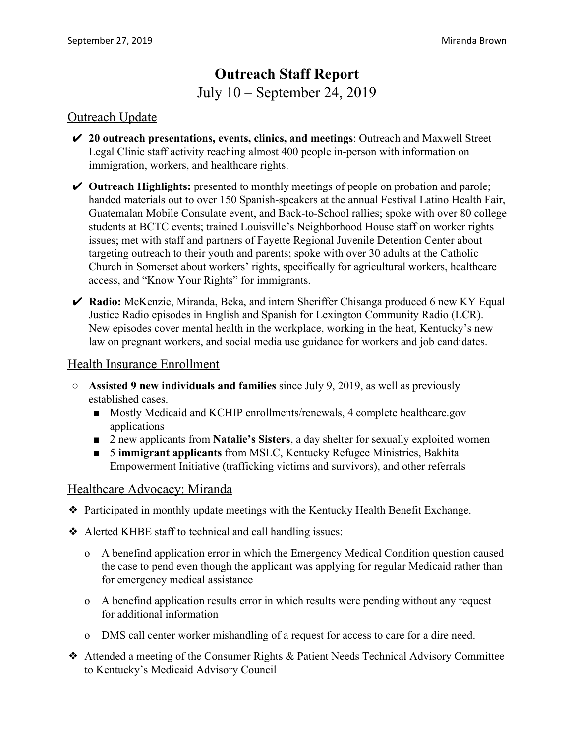# Outreach Staff Report

July 10 – September 24, 2019

## Outreach Update

- ✔ **20 outreach presentations, events, clinics, and meetings**: Outreach and Maxwell Street Legal Clinic staff activity reaching almost 400 people in-person with information on immigration, workers, and healthcare rights.
- ✔ **Outreach Highlights:** presented to monthly meetings of people on probation and parole; handed materials out to over 150 Spanish-speakers at the annual Festival Latino Health Fair, Guatemalan Mobile Consulate event, and Back-to-School rallies; spoke with over 80 college students at BCTC events; trained Louisville's Neighborhood House staff on worker rights issues; met with staff and partners of Fayette Regional Juvenile Detention Center about targeting outreach to their youth and parents; spoke with over 30 adults at the Catholic Church in Somerset about workers' rights, specifically for agricultural workers, healthcare access, and "Know Your Rights" for immigrants.
- ✔ **Radio:** McKenzie, Miranda, Beka, and intern Sheriffer Chisanga produced 6 new KY Equal Justice Radio episodes in English and Spanish for Lexington Community Radio (LCR). New episodes cover mental health in the workplace, working in the heat, Kentucky's new law on pregnant workers, and social media use guidance for workers and job candidates.

## Health Insurance Enrollment

- **Assisted 9 new individuals and families** since July 9, 2019, as well as previously established cases.
  - Mostly Medicaid and KCHIP enrollments/renewals, 4 complete healthcare.gov applications
  - 2 new applicants from **Natalie's Sisters**, a day shelter for sexually exploited women
  - 5 **immigrant applicants** from MSLC, Kentucky Refugee Ministries, Bakhita Empowerment Initiative (trafficking victims and survivors), and other referrals

## Healthcare Advocacy: Miranda

- Participated in monthly update meetings with the Kentucky Health Benefit Exchange.
- Alerted KHBE staff to technical and call handling issues:
  - A benefind application error in which the Emergency Medical Condition question caused the case to pend even though the applicant was applying for regular Medicaid rather than for emergency medical assistance
  - A benefind application results error in which results were pending without any request for additional information
  - DMS call center worker mishandling of a request for access to care for a dire need.
- Attended a meeting of the Consumer Rights & Patient Needs Technical Advisory Committee to Kentucky's Medicaid Advisory Council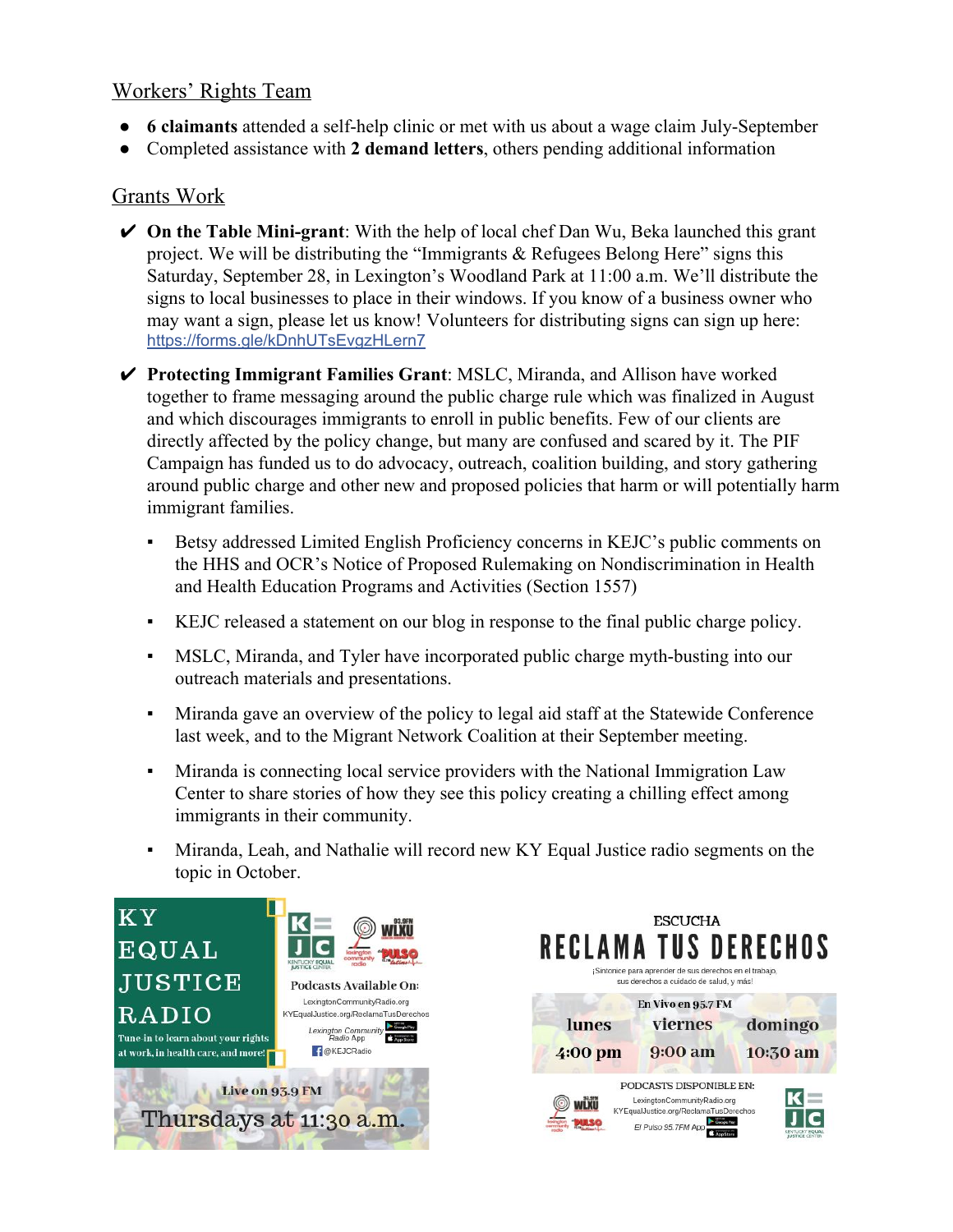## Workers' Rights Team

- **6 claimants** attended a self-help clinic or met with us about a wage claim July-September
- Completed assistance with **2 demand letters**, others pending additional information

## Grants Work

✔ **On the Table Mini-grant**: With the help of local chef Dan Wu, Beka launched this grant project. We will be distributing the "Immigrants & Refugees Belong Here" signs this Saturday, September 28, in Lexington's Woodland Park at 11:00 a.m. We'll distribute the signs to local businesses to place in their windows. If you know of a business owner who may want a sign, please let us know! Volunteers for distributing signs can sign up here: https://forms.gle/kDnhUTsEvgzHLern7

✔ **Protecting Immigrant Families Grant**: MSLC, Miranda, and Allison have worked together to frame messaging around the public charge rule which was finalized in August and which discourages immigrants to enroll in public benefits. Few of our clients are directly affected by the policy change, but many are confused and scared by it. The PIF Campaign has funded us to do advocacy, outreach, coalition building, and story gathering around public charge and other new and proposed policies that harm or will potentially harm immigrant families.

- Betsy addressed Limited English Proficiency concerns in KEJC's public comments on the HHS and OCR's Notice of Proposed Rulemaking on Nondiscrimination in Health and Health Education Programs and Activities (Section 1557)
- KEJC released a statement on our blog in response to the final public charge policy.
- MSLC, Miranda, and Tyler have incorporated public charge myth-busting into our outreach materials and presentations.
- Miranda gave an overview of the policy to legal aid staff at the Statewide Conference last week, and to the Migrant Network Coalition at their September meeting.
- Miranda is connecting local service providers with the National Immigration Law Center to share stories of how they see this policy creating a chilling effect among immigrants in their community.
- Miranda, Leah, and Nathalie will record new KY Equal Justice radio segments on the topic in October.

KY EQUAL JUSTICE RADIO

Tune-in to learn about your rights at work, in health care, and more!

Podcasts Available On:
LexingtonCommunityRadio.org
KYEqualJustice.org/ReclamaTusDerechos
Lexington Community Radio App
@KEJCRadio

Live on 93.9 FM
Thursdays at 11:30 a.m.

ESCUCHA
RECLAMA TUS DERECHOS

¡Sintonice para aprender de sus derechos en el trabajo, sus derechos a cuidado de salud, y más!

En Vivo en 95.7 FM

lunes 4:00 pm
viernes 9:00 am
domingo 10:30 am

PODCASTS DISPONIBLE EN:
LexingtonCommunityRadio.org
KYEqualJustice.org/ReclamaTusDerechos
El Pulso 95.7FM App